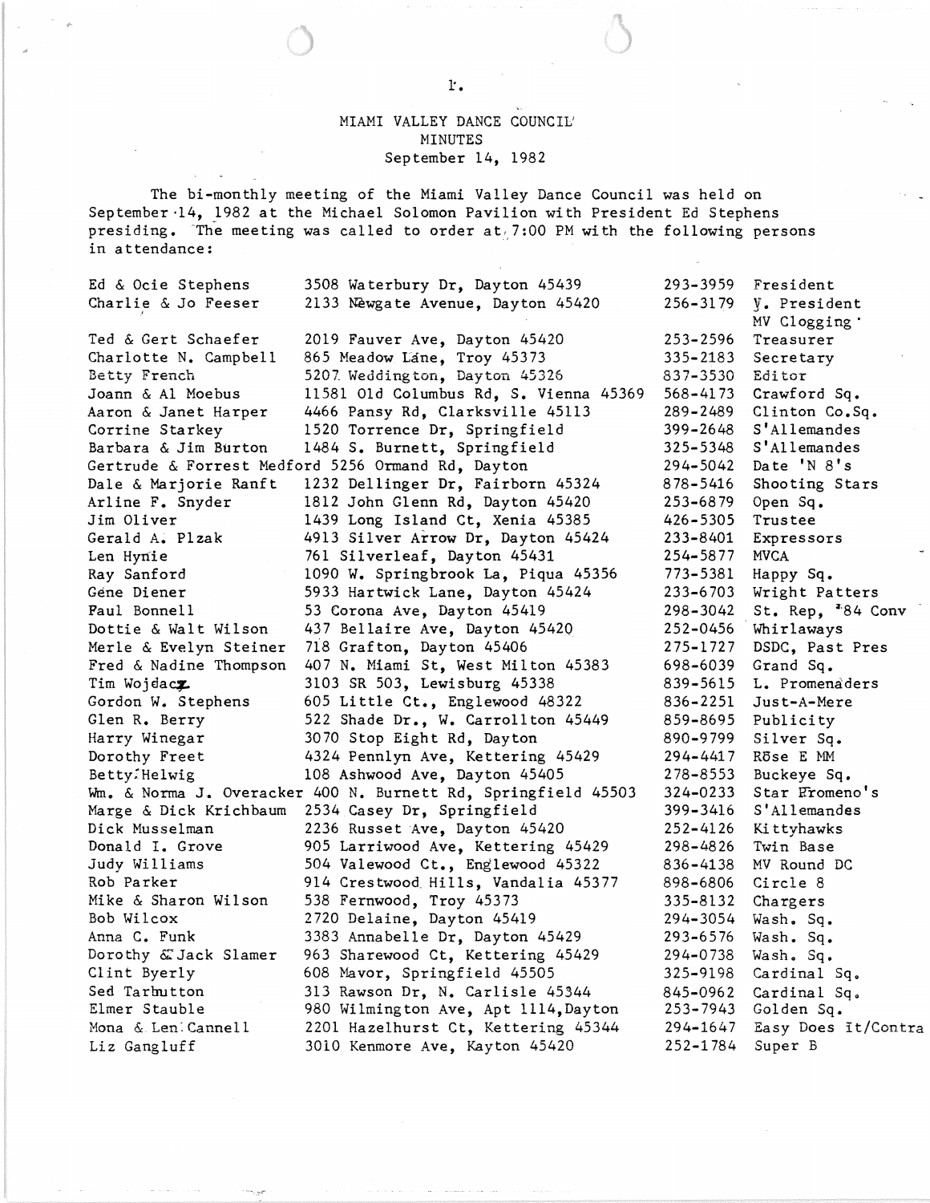# MIAMI VALLEY DANCE COUNCIL
## MINUTES
### September 14, 1982

The bi-monthly meeting of the Miami Valley Dance Council was held on September 14, 1982 at the Michael Solomon Pavilion with President Ed Stephens presiding. The meeting was called to order at 7:00 PM with the following persons in attendance:

| Name | Address | Phone | Position/Club |
|---|---|---|---|
| Ed & Ocie Stephens | 3508 Waterbury Dr, Dayton 45439 | 293-3959 | President |
| Charlie & Jo Feeser | 2133 Newgate Avenue, Dayton 45420 | 256-3179 | V. President MV Clogging |
| Ted & Gert Schaefer | 2019 Fauver Ave, Dayton 45420 | 253-2596 | Treasurer |
| Charlotte N. Campbell | 865 Meadow Lane, Troy 45373 | 335-2183 | Secretary |
| Betty French | 5207 Weddington, Dayton 45326 | 837-3530 | Editor |
| Joann & Al Moebus | 11581 Old Columbus Rd, S. Vienna 45369 | 568-4173 | Crawford Sq. |
| Aaron & Janet Harper | 4466 Pansy Rd, Clarksville 45113 | 289-2489 | Clinton Co.Sq. |
| Corrine Starkey | 1520 Torrence Dr, Springfield | 399-2648 | S'Allemandes |
| Barbara & Jim Burton | 1484 S. Burnett, Springfield | 325-5348 | S'Allemandes |
| Gertrude & Forrest Medford | 5256 Ormand Rd, Dayton | 294-5042 | Date 'N 8's |
| Dale & Marjorie Ranft | 1232 Dellinger Dr, Fairborn 45324 | 878-5416 | Shooting Stars |
| Arline F. Snyder | 1812 John Glenn Rd, Dayton 45420 | 253-6879 | Open Sq. |
| Jim Oliver | 1439 Long Island Ct, Xenia 45385 | 426-5305 | Trustee |
| Gerald A. Plzak | 4913 Silver Arrow Dr, Dayton 45424 | 233-8401 | Expressors |
| Len Hynie | 761 Silverleaf, Dayton 45431 | 254-5877 | MVCA |
| Ray Sanford | 1090 W. Springbrook La, Piqua 45356 | 773-5381 | Happy Sq. |
| Gene Diener | 5933 Hartwick Lane, Dayton 45424 | 233-6703 | Wright Patters |
| Paul Bonnell | 53 Corona Ave, Dayton 45419 | 298-3042 | St. Rep, '84 Conv |
| Dottie & Walt Wilson | 437 Bellaire Ave, Dayton 45420 | 252-0456 | Whirlaways |
| Merle & Evelyn Steiner | 718 Grafton, Dayton 45406 | 275-1727 | DSDC, Past Pres |
| Fred & Nadine Thompson | 407 N. Miami St, West Milton 45383 | 698-6039 | Grand Sq. |
| Tim Wojdacz | 3103 SR 503, Lewisburg 45338 | 839-5615 | L. Promenaders |
| Gordon W. Stephens | 605 Little Ct., Englewood 48322 | 836-2251 | Just-A-Mere |
| Glen R. Berry | 522 Shade Dr., W. Carrollton 45449 | 859-8695 | Publicity |
| Harry Winegar | 3070 Stop Eight Rd, Dayton | 890-9799 | Silver Sq. |
| Dorothy Freet | 4324 Pennlyn Ave, Kettering 45429 | 294-4417 | Rose E MM |
| Betty Helwig | 108 Ashwood Ave, Dayton 45405 | 278-8553 | Buckeye Sq. |
| Wm. & Norma J. Overacker | 400 N. Burnett Rd, Springfield 45503 | 324-0233 | Star Promeno's |
| Marge & Dick Krichbaum | 2534 Casey Dr, Springfield | 399-3416 | S'Allemandes |
| Dick Musselman | 2236 Russet Ave, Dayton 45420 | 252-4126 | Kittyhawks |
| Donald I. Grove | 905 Larriwood Ave, Kettering 45429 | 298-4826 | Twin Base |
| Judy Williams | 504 Valewood Ct., Englewood 45322 | 836-4138 | MV Round DC |
| Rob Parker | 914 Crestwood Hills, Vandalia 45377 | 898-6806 | Circle 8 |
| Mike & Sharon Wilson | 538 Fernwood, Troy 45373 | 335-8132 | Chargers |
| Bob Wilcox | 2720 Delaine, Dayton 45419 | 294-3054 | Wash. Sq. |
| Anna C. Funk | 3383 Annabelle Dr, Dayton 45429 | 293-6576 | Wash. Sq. |
| Dorothy & Jack Slamer | 963 Sharewood Ct, Kettering 45429 | 294-0738 | Wash. Sq. |
| Clint Byerly | 608 Mavor, Springfield 45505 | 325-9198 | Cardinal Sq. |
| Sed Tarbutton | 313 Rawson Dr, N. Carlisle 45344 | 845-0962 | Cardinal Sq. |
| Elmer Stauble | 980 Wilmington Ave, Apt 1114, Dayton | 253-7943 | Golden Sq. |
| Mona & Len Cannell | 2201 Hazelhurst Ct, Kettering 45344 | 294-1647 | Easy Does It/Contra |
| Liz Gangluff | 3010 Kenmore Ave, Kayton 45420 | 252-1784 | Super B |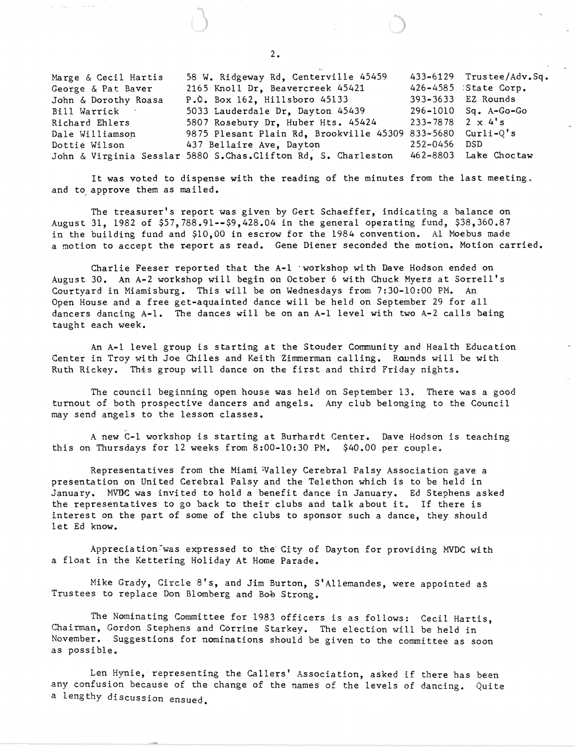| | | | |
|---|---|---|---|
| Marge & Cecil Hartis | 58 W. Ridgeway Rd, Centerville 45459 | 433-6129 | Trustee/Adv.Sq. |
| George & Pat Baver | 2165 Knoll Dr, Beavercreek 45421 | 426-4585 | State Corp. |
| John & Dorothy Roasa | P.O. Box 162, Hillsboro 45133 | 393-3633 | EZ Rounds |
| Bill Warrick | 5033 Lauderdale Dr, Dayton 45439 | 296-1010 | Sq. A-Go-Go |
| Richard Ehlers | 5807 Rosebury Dr, Huber Hts. 45424 | 233-7878 | 2 x 4's |
| Dale Williamson | 9875 Plesant Plain Rd, Brookville 45309 | 833-5680 | Curli-Q's |
| Dottie Wilson | 437 Bellaire Ave, Dayton | 252-0456 | DSD |
| John & Virginia Sesslar | 5880 S.Chas.Clifton Rd, S. Charleston | 462-8803 | Lake Choctaw |

It was voted to dispense with the reading of the minutes from the last meeting. and to approve them as mailed.

The treasurer's report was given by Gert Schaeffer, indicating a balance on August 31, 1982 of $57,788.91--$9,428.04 in the general operating fund, $38,360.87 in the building fund and $10,00 in escrow for the 1984 convention. Al Moebus made a motion to accept the report as read. Gene Diener seconded the motion. Motion carried.

Charlie Feeser reported that the A-1 workshop with Dave Hodson ended on August 30. An A-2 workshop will begin on October 6 with Chuck Myers at Sorrell's Courtyard in Miamisburg. This will be on Wednesdays from 7:30-10:00 PM. An Open House and a free get-aquainted dance will be held on September 29 for all dancers dancing A-1. The dances will be on an A-1 level with two A-2 calls being taught each week.

An A-1 level group is starting at the Stouder Community and Health Education Center in Troy with Joe Chiles and Keith Zimmerman calling. Rounds will be with Ruth Rickey. This group will dance on the first and third Friday nights.

The council beginning open house was held on September 13. There was a good turnout of both prospective dancers and angels. Any club belonging to the Council may send angels to the lesson classes.

A new C-1 workshop is starting at Burhardt Center. Dave Hodson is teaching this on Thursdays for 12 weeks from 8:00-10:30 PM. $40.00 per couple.

Representatives from the Miami Valley Cerebral Palsy Association gave a presentation on United Cerebral Palsy and the Telethon which is to be held in January. MVDC was invited to hold a benefit dance in January. Ed Stephens asked the representatives to go back to their clubs and talk about it. If there is interest on the part of some of the clubs to sponsor such a dance, they should let Ed know.

Appreciation was expressed to the City of Dayton for providing MVDC with a float in the Kettering Holiday At Home Parade.

Mike Grady, Circle 8's, and Jim Burton, S'Allemandes, were appointed as Trustees to replace Don Blomberg and Bob Strong.

The Nominating Committee for 1983 officers is as follows: Cecil Hartis, Chairman, Gordon Stephens and Corrine Starkey. The election will be held in November. Suggestions for nominations should be given to the committee as soon as possible.

Len Hynie, representing the Callers' Association, asked if there has been any confusion because of the change of the names of the levels of dancing. Quite a lengthy discussion ensued.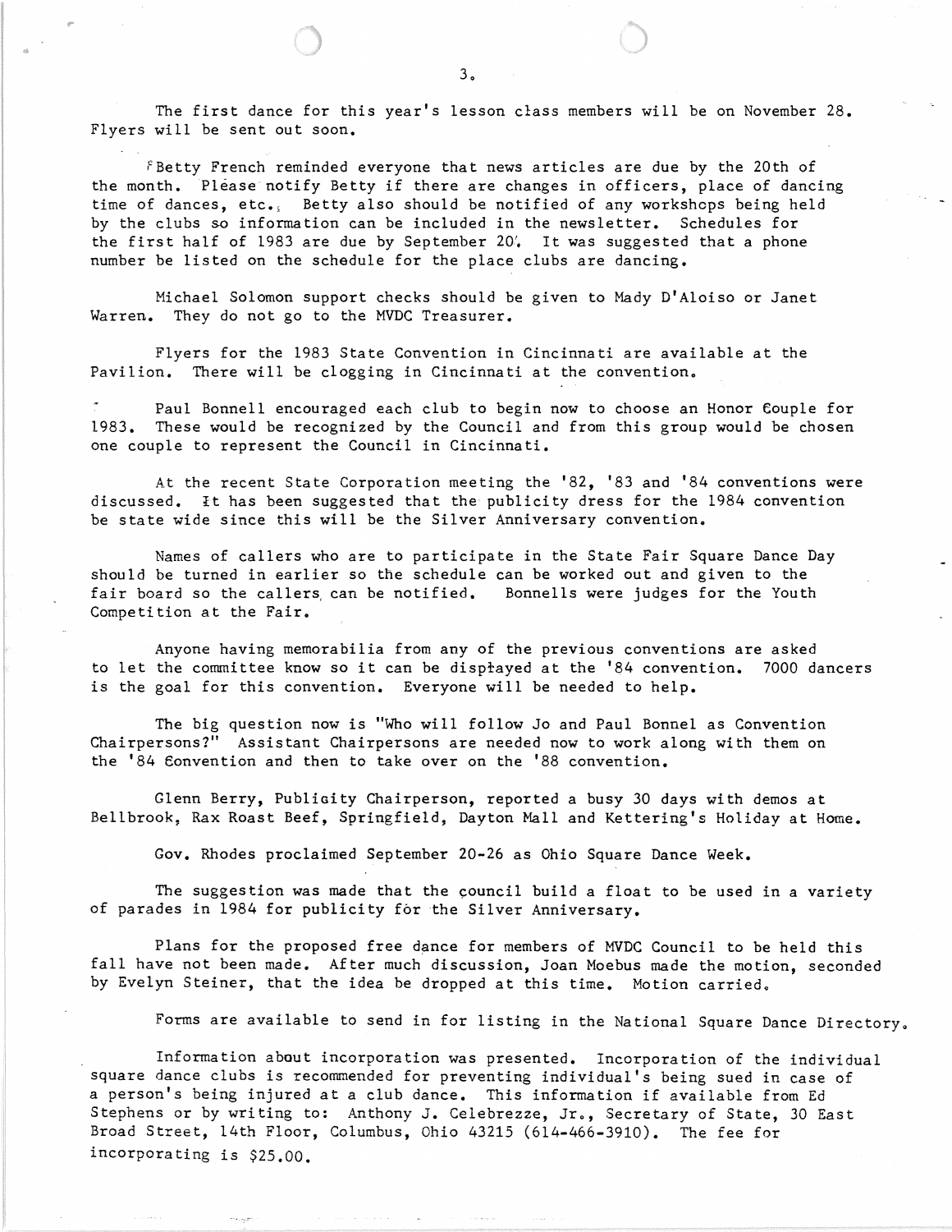The first dance for this year's lesson class members will be on November 28. Flyers will be sent out soon.

Betty French reminded everyone that news articles are due by the 20th of the month. Please notify Betty if there are changes in officers, place of dancing time of dances, etc., Betty also should be notified of any workshops being held by the clubs so information can be included in the newsletter. Schedules for the first half of 1983 are due by September 20. It was suggested that a phone number be listed on the schedule for the place clubs are dancing.

Michael Solomon support checks should be given to Mady D'Aloiso or Janet Warren. They do not go to the MVDC Treasurer.

Flyers for the 1983 State Convention in Cincinnati are available at the Pavilion. There will be clogging in Cincinnati at the convention.

Paul Bonnell encouraged each club to begin now to choose an Honor Couple for 1983. These would be recognized by the Council and from this group would be chosen one couple to represent the Council in Cincinnati.

At the recent State Corporation meeting the '82, '83 and '84 conventions were discussed. It has been suggested that the publicity dress for the 1984 convention be state wide since this will be the Silver Anniversary convention.

Names of callers who are to participate in the State Fair Square Dance Day should be turned in earlier so the schedule can be worked out and given to the fair board so the callers can be notified. Bonnells were judges for the Youth Competition at the Fair.

Anyone having memorabilia from any of the previous conventions are asked to let the committee know so it can be displayed at the '84 convention. 7000 dancers is the goal for this convention. Everyone will be needed to help.

The big question now is "Who will follow Jo and Paul Bonnel as Convention Chairpersons?" Assistant Chairpersons are needed now to work along with them on the '84 Convention and then to take over on the '88 convention.

Glenn Berry, Publicity Chairperson, reported a busy 30 days with demos at Bellbrook, Rax Roast Beef, Springfield, Dayton Mall and Kettering's Holiday at Home.

Gov. Rhodes proclaimed September 20-26 as Ohio Square Dance Week.

The suggestion was made that the council build a float to be used in a variety of parades in 1984 for publicity for the Silver Anniversary.

Plans for the proposed free dance for members of MVDC Council to be held this fall have not been made. After much discussion, Joan Moebus made the motion, seconded by Evelyn Steiner, that the idea be dropped at this time. Motion carried.

Forms are available to send in for listing in the National Square Dance Directory.

Information about incorporation was presented. Incorporation of the individual square dance clubs is recommended for preventing individual's being sued in case of a person's being injured at a club dance. This information if available from Ed Stephens or by writing to: Anthony J. Celebrezze, Jr., Secretary of State, 30 East Broad Street, 14th Floor, Columbus, Ohio 43215 (614-466-3910). The fee for incorporating is $25.00.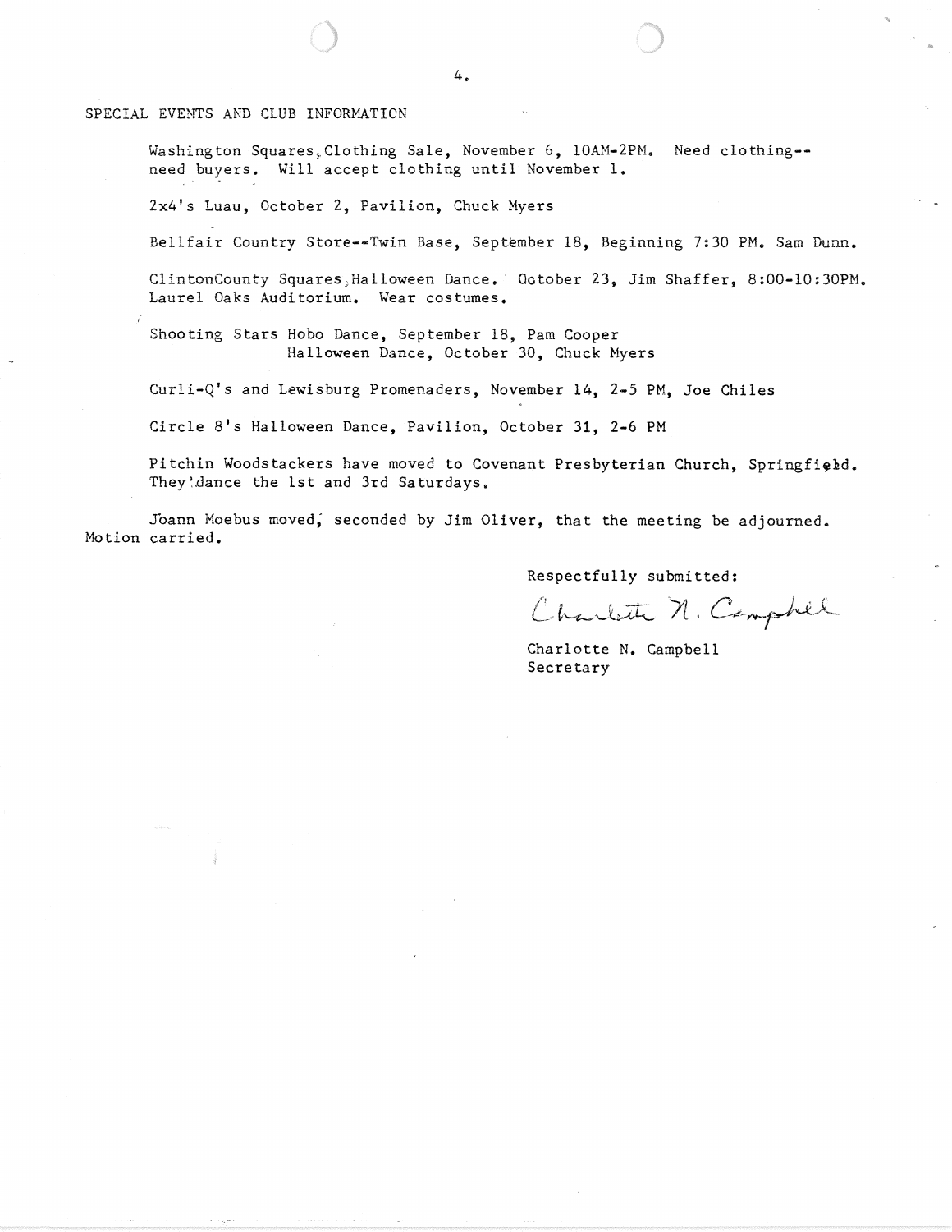SPECIAL EVENTS AND CLUB INFORMATION

Washington Squares, Clothing Sale, November 6, 10AM-2PM. Need clothing--need buyers. Will accept clothing until November 1.

2x4's Luau, October 2, Pavilion, Chuck Myers

Bellfair Country Store--Twin Base, September 18, Beginning 7:30 PM. Sam Dunn.

ClintonCounty Squares, Halloween Dance. October 23, Jim Shaffer, 8:00-10:30PM. Laurel Oaks Auditorium. Wear costumes.

Shooting Stars Hobo Dance, September 18, Pam Cooper
Halloween Dance, October 30, Chuck Myers

Curli-Q's and Lewisburg Promenaders, November 14, 2-5 PM, Joe Chiles

Circle 8's Halloween Dance, Pavilion, October 31, 2-6 PM

Pitchin Woodstackers have moved to Covenant Presbyterian Church, Springfield. They dance the 1st and 3rd Saturdays.

Joann Moebus moved, seconded by Jim Oliver, that the meeting be adjourned. Motion carried.

Respectfully submitted:

Charlotte N. Campbell

Charlotte N. Campbell
Secretary